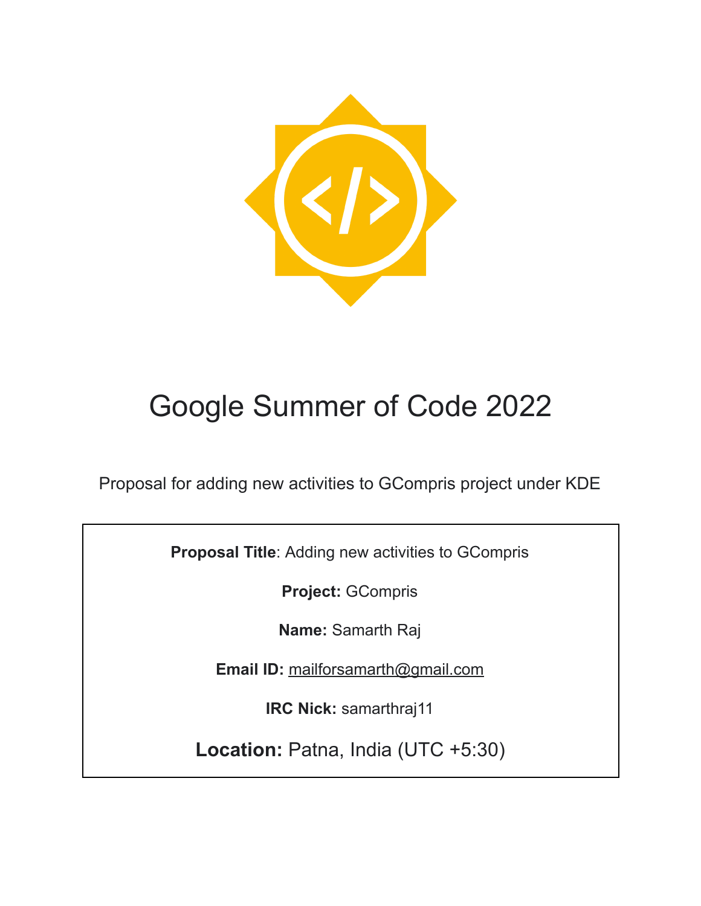# Google Summer of Code 2022

Proposal for adding new activities to GCompris project under KDE

**Proposal Title**: Adding new activities to GCompris

**Project:** GCompris

**Name:** Samarth Raj

**Email ID:** mailforsamarth@gmail.com

**IRC Nick:** samarthraj11

**Location:** Patna, India (UTC +5:30)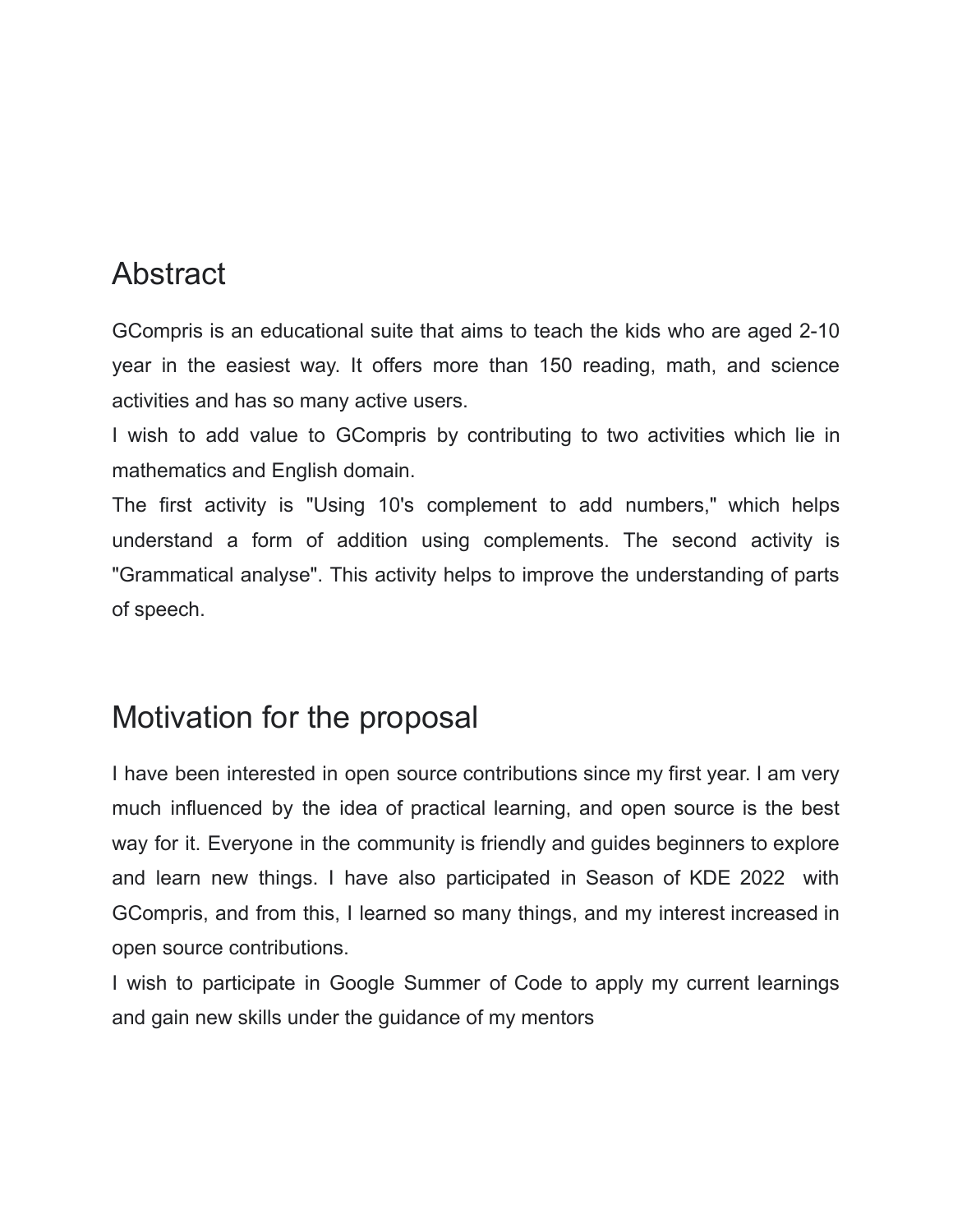## Abstract

GCompris is an educational suite that aims to teach the kids who are aged 2-10 year in the easiest way. It offers more than 150 reading, math, and science activities and has so many active users.
I wish to add value to GCompris by contributing to two activities which lie in mathematics and English domain.
The first activity is "Using 10's complement to add numbers," which helps understand a form of addition using complements. The second activity is "Grammatical analyse". This activity helps to improve the understanding of parts of speech.

## Motivation for the proposal

I have been interested in open source contributions since my first year. I am very much influenced by the idea of practical learning, and open source is the best way for it. Everyone in the community is friendly and guides beginners to explore and learn new things. I have also participated in Season of KDE 2022 with GCompris, and from this, I learned so many things, and my interest increased in open source contributions.
I wish to participate in Google Summer of Code to apply my current learnings and gain new skills under the guidance of my mentors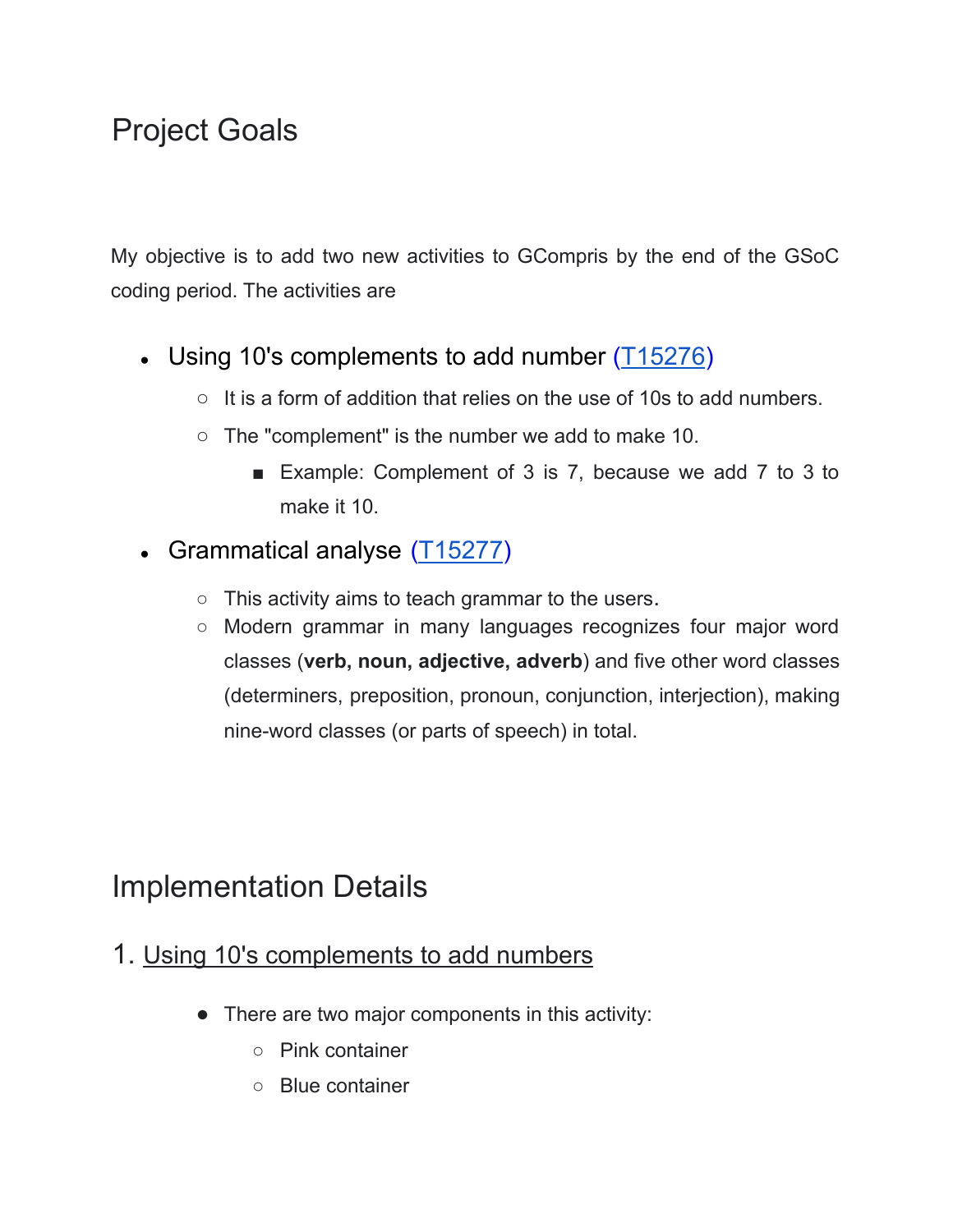# Project Goals

My objective is to add two new activities to GCompris by the end of the GSoC coding period. The activities are

- Using 10's complements to add number [(T15276)](T15276)
  - It is a form of addition that relies on the use of 10s to add numbers.
  - The "complement" is the number we add to make 10.
    - Example: Complement of 3 is 7, because we add 7 to 3 to make it 10.
- Grammatical analyse [(T15277)](T15277)
  - This activity aims to teach grammar to the users.
  - Modern grammar in many languages recognizes four major word classes (**verb, noun, adjective, adverb**) and five other word classes (determiners, preposition, pronoun, conjunction, interjection), making nine-word classes (or parts of speech) in total.

# Implementation Details

## 1. Using 10's complements to add numbers

- There are two major components in this activity:
  - Pink container
  - Blue container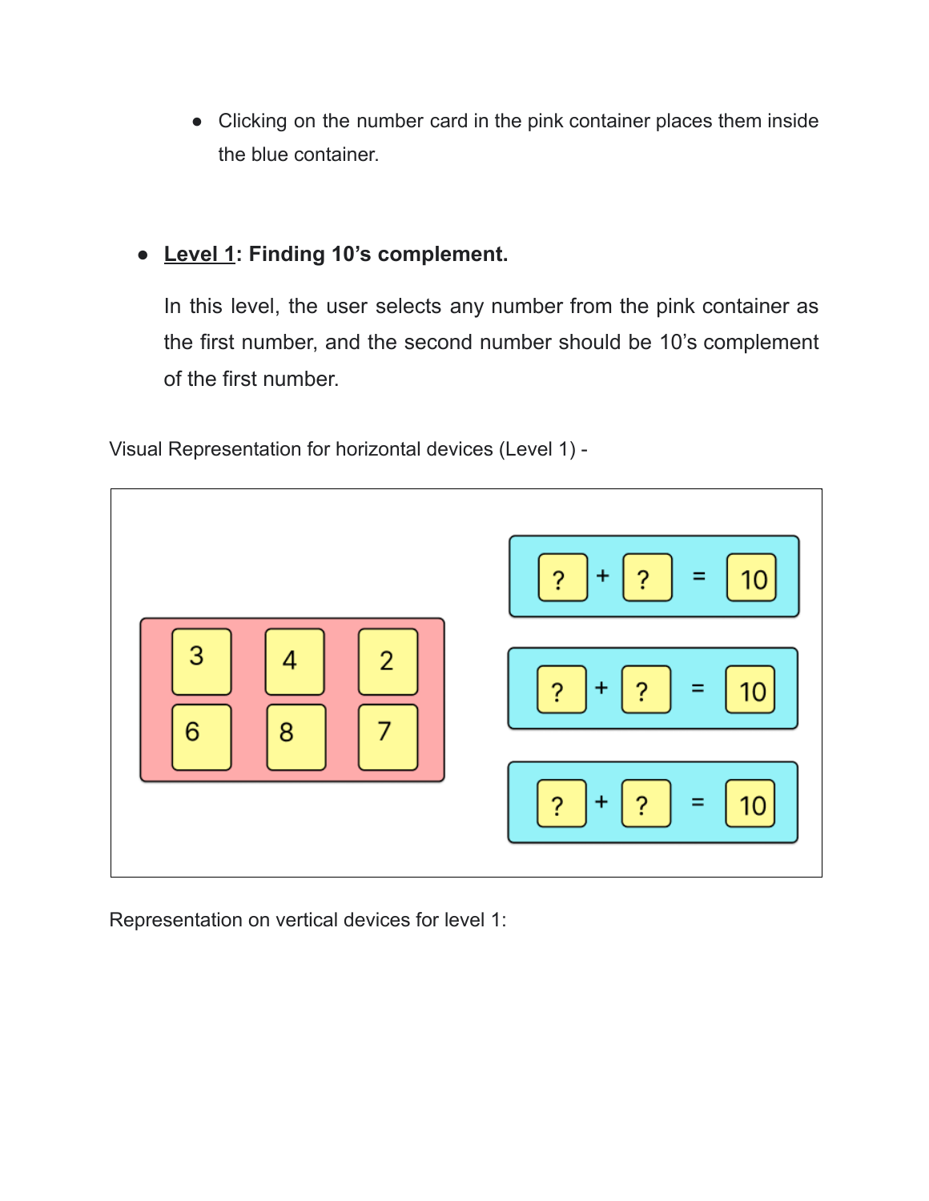- Clicking on the number card in the pink container places them inside the blue container.

- **<u>Level 1</u>: Finding 10's complement.**

  In this level, the user selects any number from the pink container as the first number, and the second number should be 10's complement of the first number.

Visual Representation for horizontal devices (Level 1) -

Representation on vertical devices for level 1: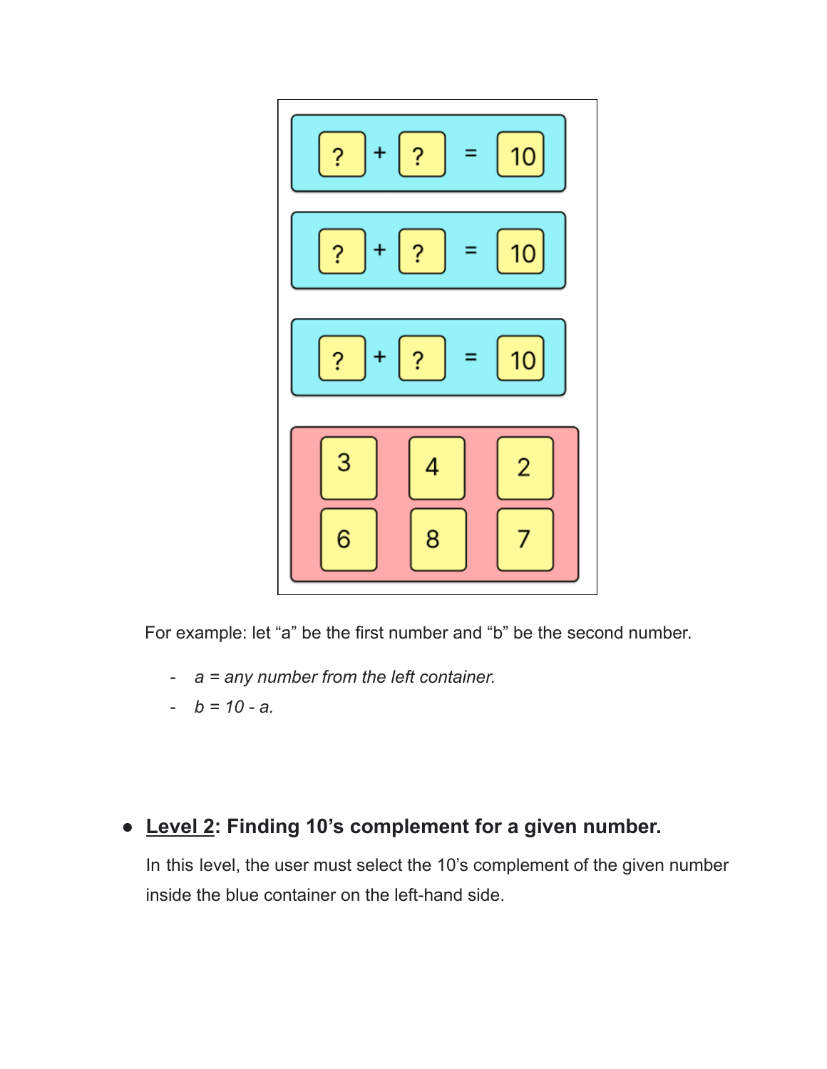For example: let "a" be the first number and "b" be the second number.

- *$a$ = any number from the left container.*
- *$b = 10 - a$.*

- **<u>Level 2</u>: Finding 10's complement for a given number.**

  In this level, the user must select the 10's complement of the given number inside the blue container on the left-hand side.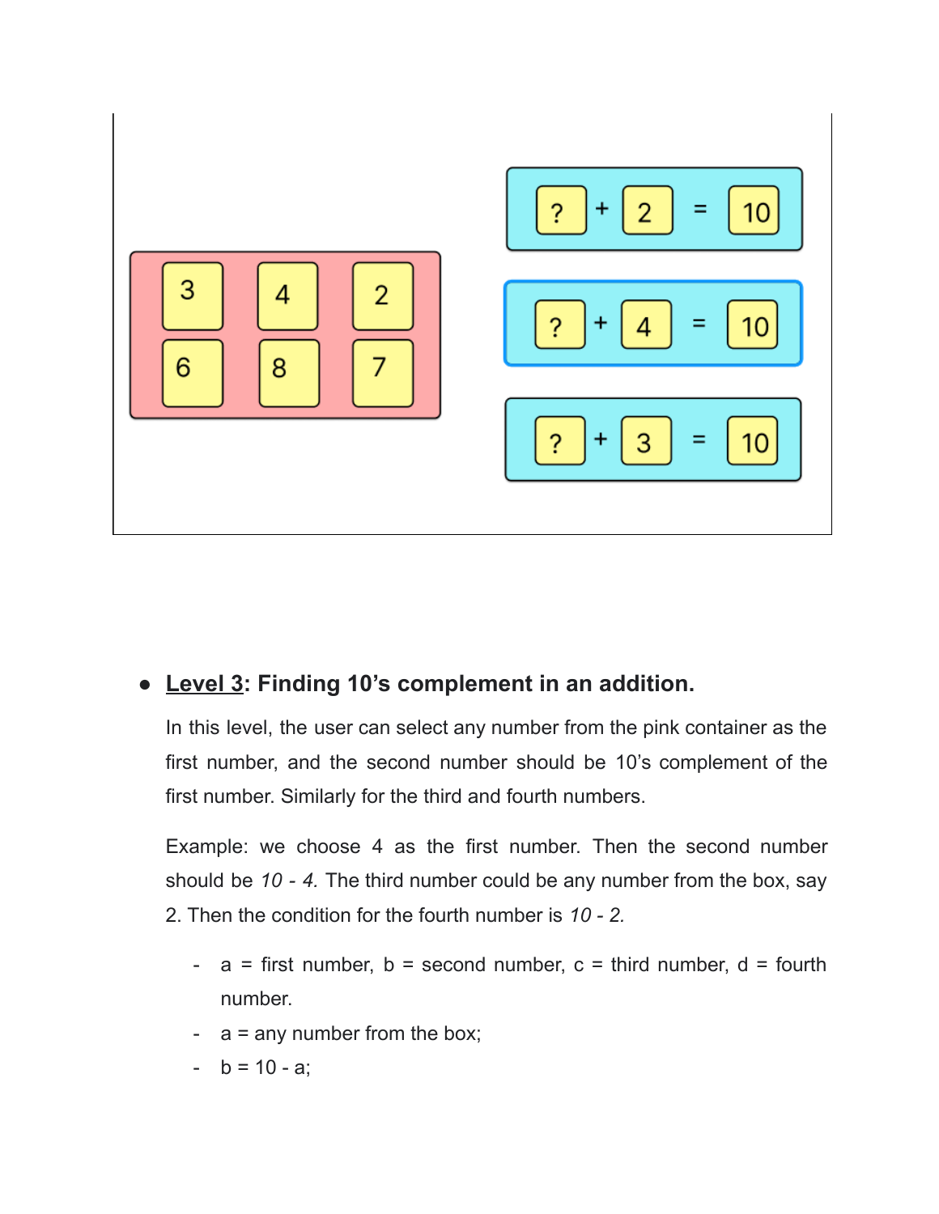- **Level 3: Finding 10’s complement in an addition.**

  In this level, the user can select any number from the pink container as the first number, and the second number should be 10’s complement of the first number. Similarly for the third and fourth numbers.

  Example: we choose 4 as the first number. Then the second number should be *10 - 4.* The third number could be any number from the box, say 2. Then the condition for the fourth number is *10 - 2.*

  - a = first number, b = second number, c = third number, d = fourth number.
  - a = any number from the box;
  - b = 10 - a;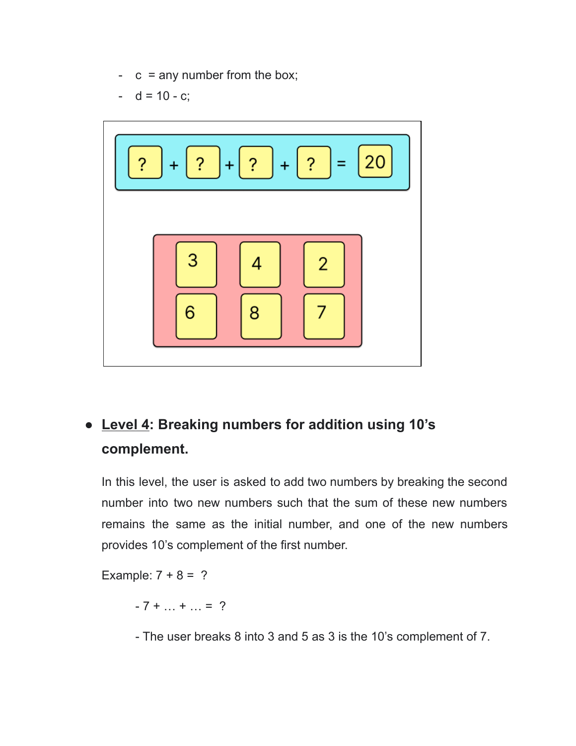- c = any number from the box;
- d = 10 - c;

- **<u>Level 4</u>: Breaking numbers for addition using 10's complement.**

  In this level, the user is asked to add two numbers by breaking the second number into two new numbers such that the sum of these new numbers remains the same as the initial number, and one of the new numbers provides 10's complement of the first number.

  Example: 7 + 8 = ?

  - 7 + … + … = ?

  - The user breaks 8 into 3 and 5 as 3 is the 10's complement of 7.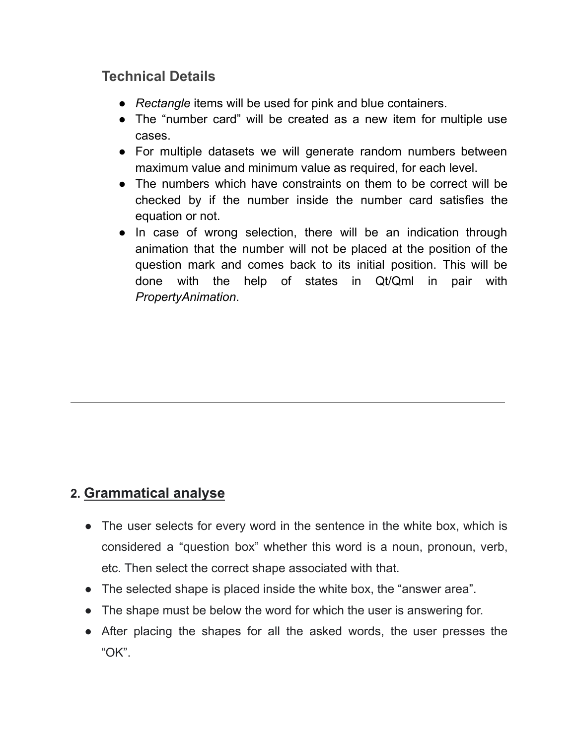### Technical Details

- *Rectangle* items will be used for pink and blue containers.
- The "number card" will be created as a new item for multiple use cases.
- For multiple datasets we will generate random numbers between maximum value and minimum value as required, for each level.
- The numbers which have constraints on them to be correct will be checked by if the number inside the number card satisfies the equation or not.
- In case of wrong selection, there will be an indication through animation that the number will not be placed at the position of the question mark and comes back to its initial position. This will be done with the help of states in Qt/Qml in pair with *PropertyAnimation*.

---

## 2. <u>Grammatical analyse</u>

- The user selects for every word in the sentence in the white box, which is considered a "question box" whether this word is a noun, pronoun, verb, etc. Then select the correct shape associated with that.
- The selected shape is placed inside the white box, the "answer area".
- The shape must be below the word for which the user is answering for.
- After placing the shapes for all the asked words, the user presses the "OK".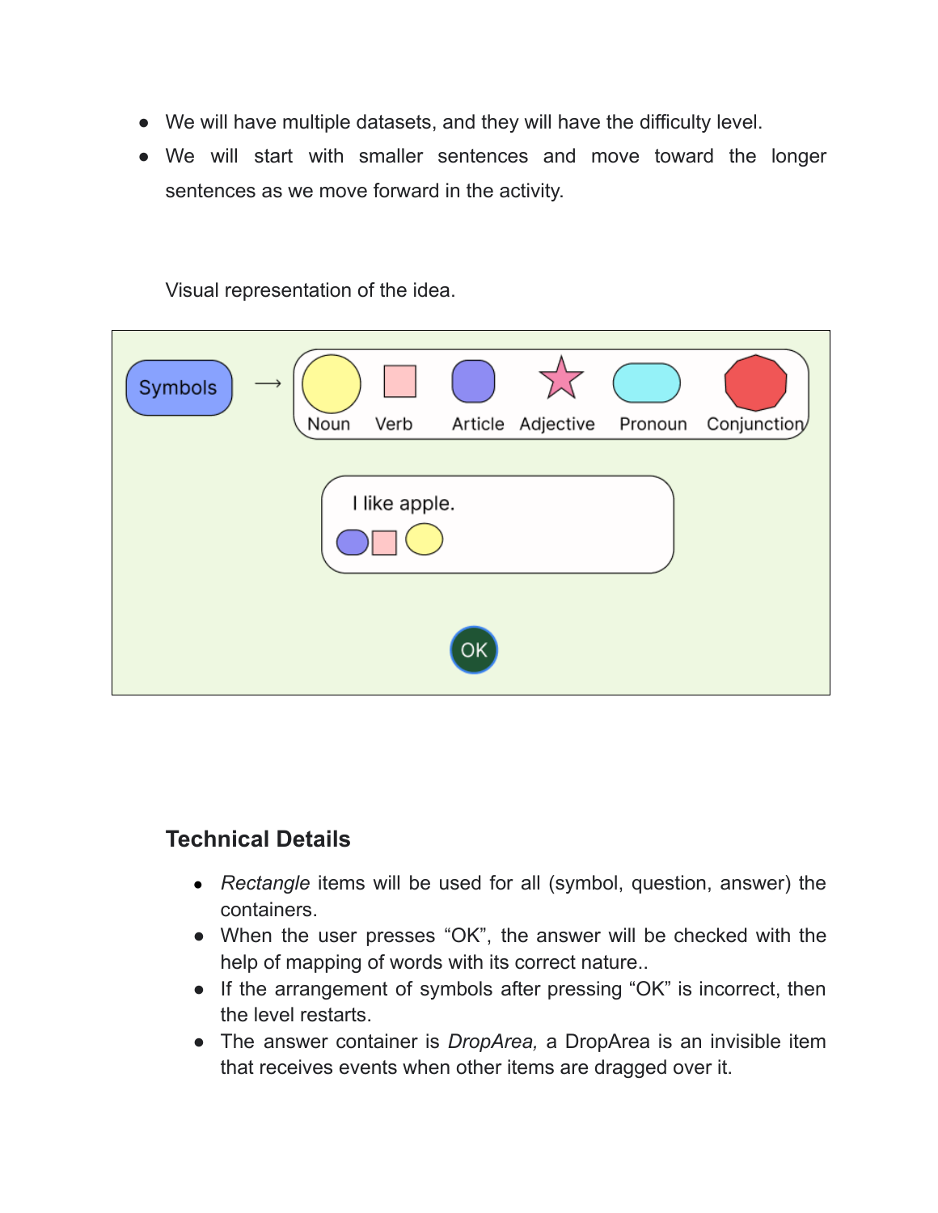- We will have multiple datasets, and they will have the difficulty level.
- We will start with smaller sentences and move toward the longer sentences as we move forward in the activity.

Visual representation of the idea.

Symbols → Noun Verb Article Adjective Pronoun Conjunction

I like apple.

OK

### Technical Details

- *Rectangle* items will be used for all (symbol, question, answer) the containers.
- When the user presses "OK", the answer will be checked with the help of mapping of words with its correct nature..
- If the arrangement of symbols after pressing "OK" is incorrect, then the level restarts.
- The answer container is *DropArea,* a DropArea is an invisible item that receives events when other items are dragged over it.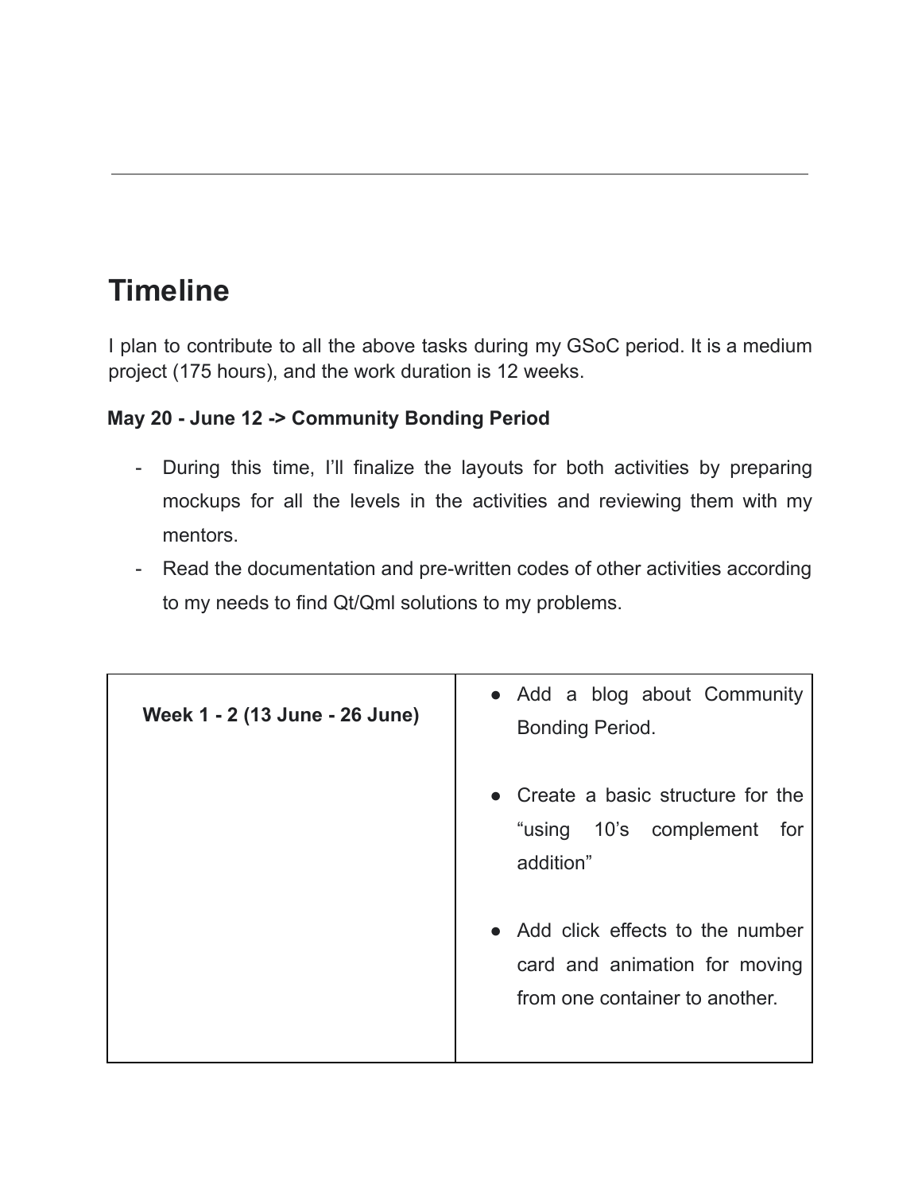---

## Timeline

I plan to contribute to all the above tasks during my GSoC period. It is a medium project (175 hours), and the work duration is 12 weeks.

**May 20 - June 12 -> Community Bonding Period**

- During this time, I'll finalize the layouts for both activities by preparing mockups for all the levels in the activities and reviewing them with my mentors.
- Read the documentation and pre-written codes of other activities according to my needs to find Qt/Qml solutions to my problems.

| | |
|---|---|
| **Week 1 - 2 (13 June - 26 June)** | ● Add a blog about Community Bonding Period.<br><br>● Create a basic structure for the "using 10's complement for addition"<br><br>● Add click effects to the number card and animation for moving from one container to another. |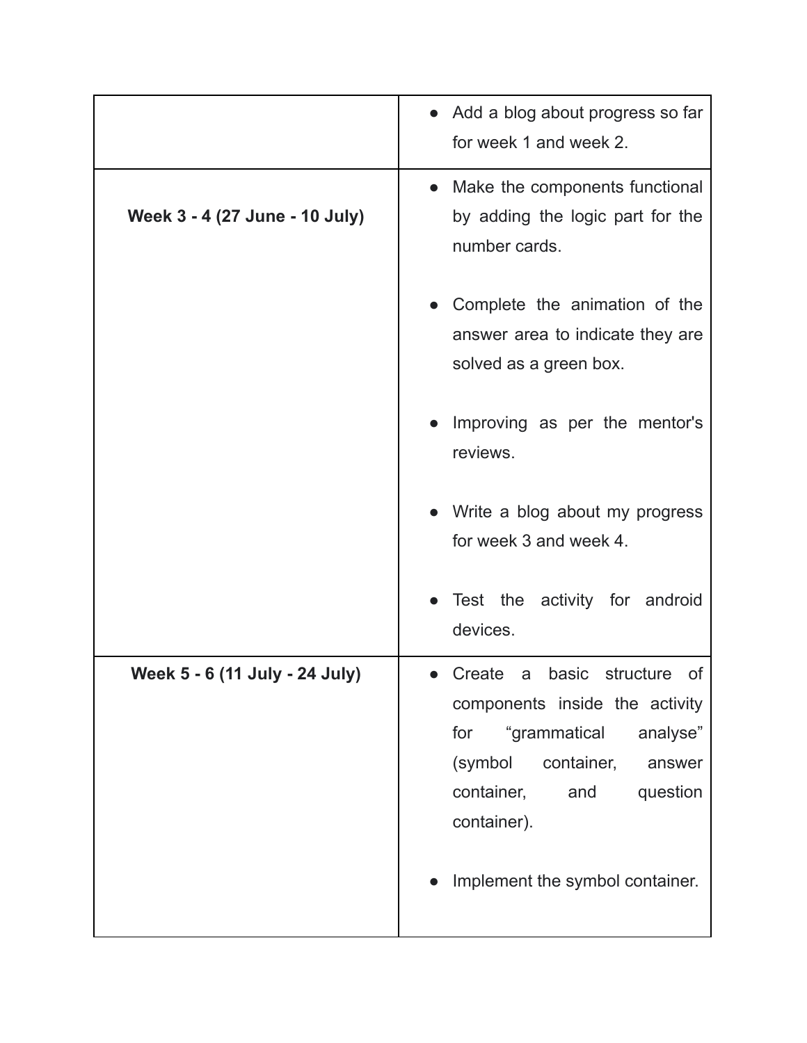| | |
|---|---|
| | • Add a blog about progress so far for week 1 and week 2. |
| **Week 3 - 4 (27 June - 10 July)** | • Make the components functional by adding the logic part for the number cards.<br><br>• Complete the animation of the answer area to indicate they are solved as a green box.<br><br>• Improving as per the mentor's reviews.<br><br>• Write a blog about my progress for week 3 and week 4.<br><br>• Test the activity for android devices. |
| **Week 5 - 6 (11 July - 24 July)** | • Create a basic structure of components inside the activity for “grammatical analyse” (symbol container, answer container, and question container).<br><br>• Implement the symbol container. |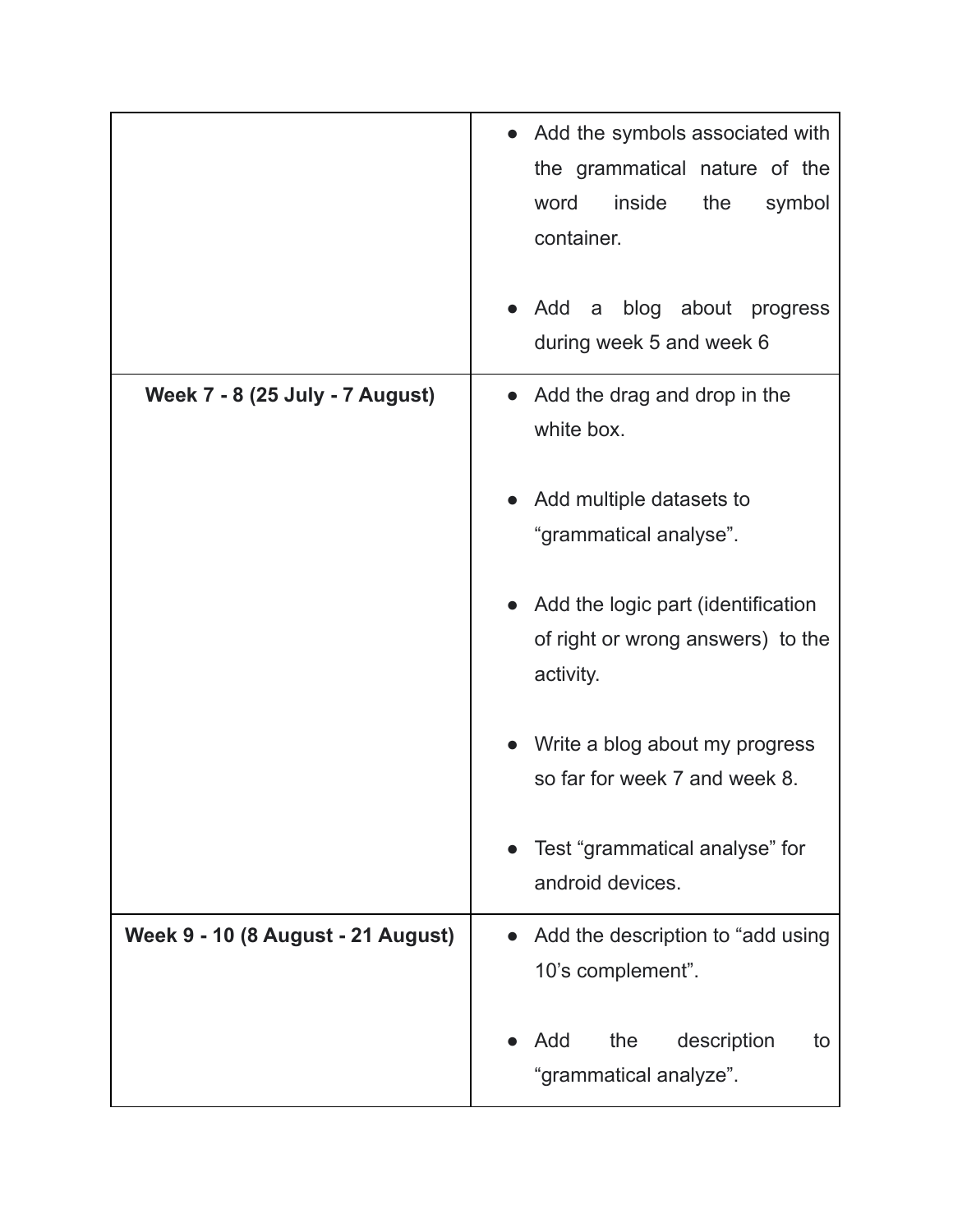| | |
|---|---|
| | • Add the symbols associated with the grammatical nature of the word inside the symbol container.<br><br>• Add a blog about progress during week 5 and week 6 |
| **Week 7 - 8 (25 July - 7 August)** | • Add the drag and drop in the white box.<br><br>• Add multiple datasets to "grammatical analyse".<br><br>• Add the logic part (identification of right or wrong answers) to the activity.<br><br>• Write a blog about my progress so far for week 7 and week 8.<br><br>• Test "grammatical analyse" for android devices. |
| **Week 9 - 10 (8 August - 21 August)** | • Add the description to "add using 10's complement".<br><br>• Add the description to "grammatical analyze". |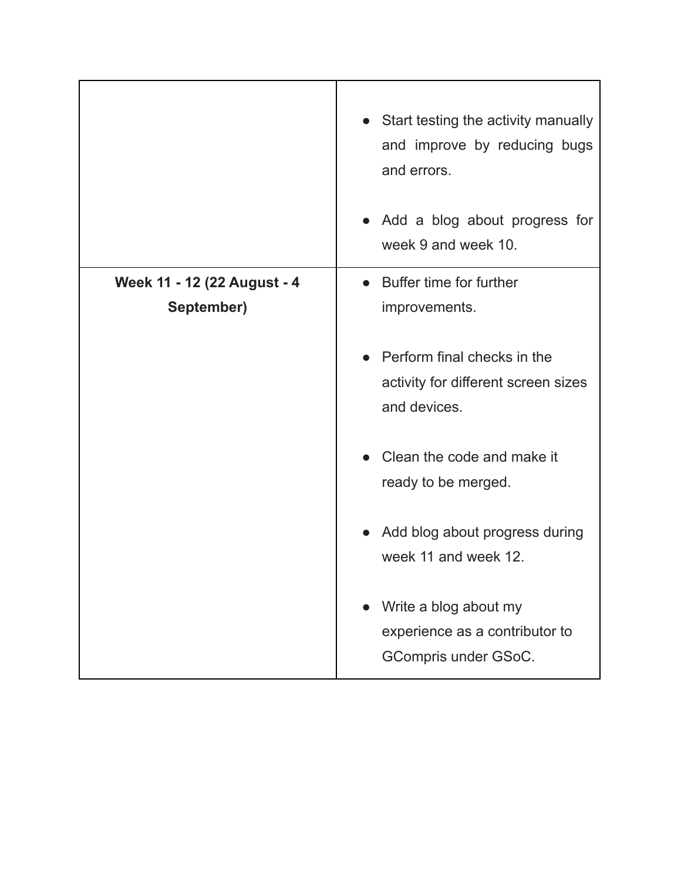| | |
|---|---|
| | • Start testing the activity manually and improve by reducing bugs and errors.<br><br>• Add a blog about progress for week 9 and week 10. |
| **Week 11 - 12 (22 August - 4 September)** | • Buffer time for further improvements.<br><br>• Perform final checks in the activity for different screen sizes and devices.<br><br>• Clean the code and make it ready to be merged.<br><br>• Add blog about progress during week 11 and week 12.<br><br>• Write a blog about my experience as a contributor to GCompris under GSoC. |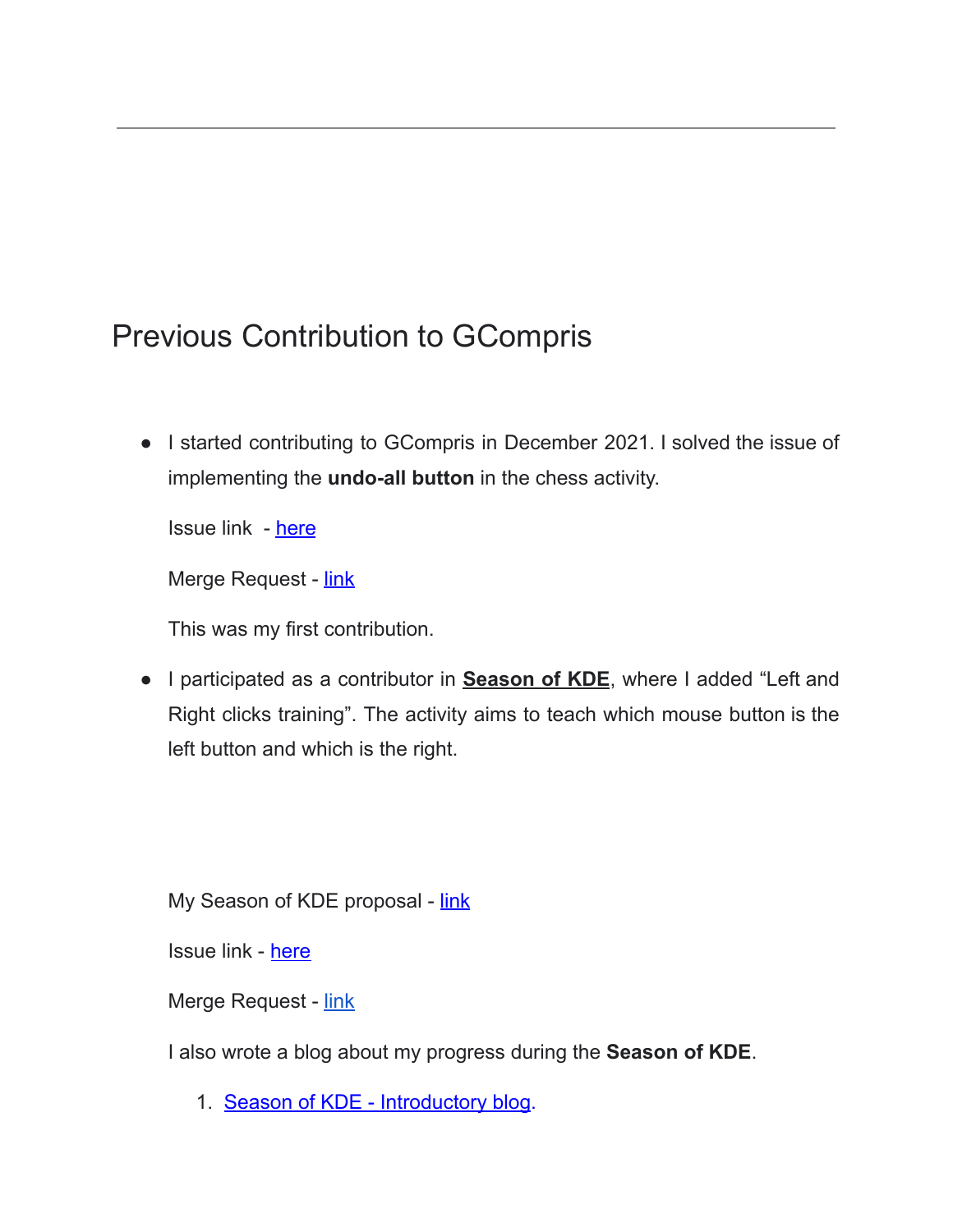---

# Previous Contribution to GCompris

- I started contributing to GCompris in December 2021. I solved the issue of implementing the **undo-all button** in the chess activity.

  Issue link - here

  Merge Request - link

  This was my first contribution.

- I participated as a contributor in **Season of KDE**, where I added “Left and Right clicks training”. The activity aims to teach which mouse button is the left button and which is the right.

  My Season of KDE proposal - link

  Issue link - here

  Merge Request - link

  I also wrote a blog about my progress during the **Season of KDE**.

  1. Season of KDE - Introductory blog.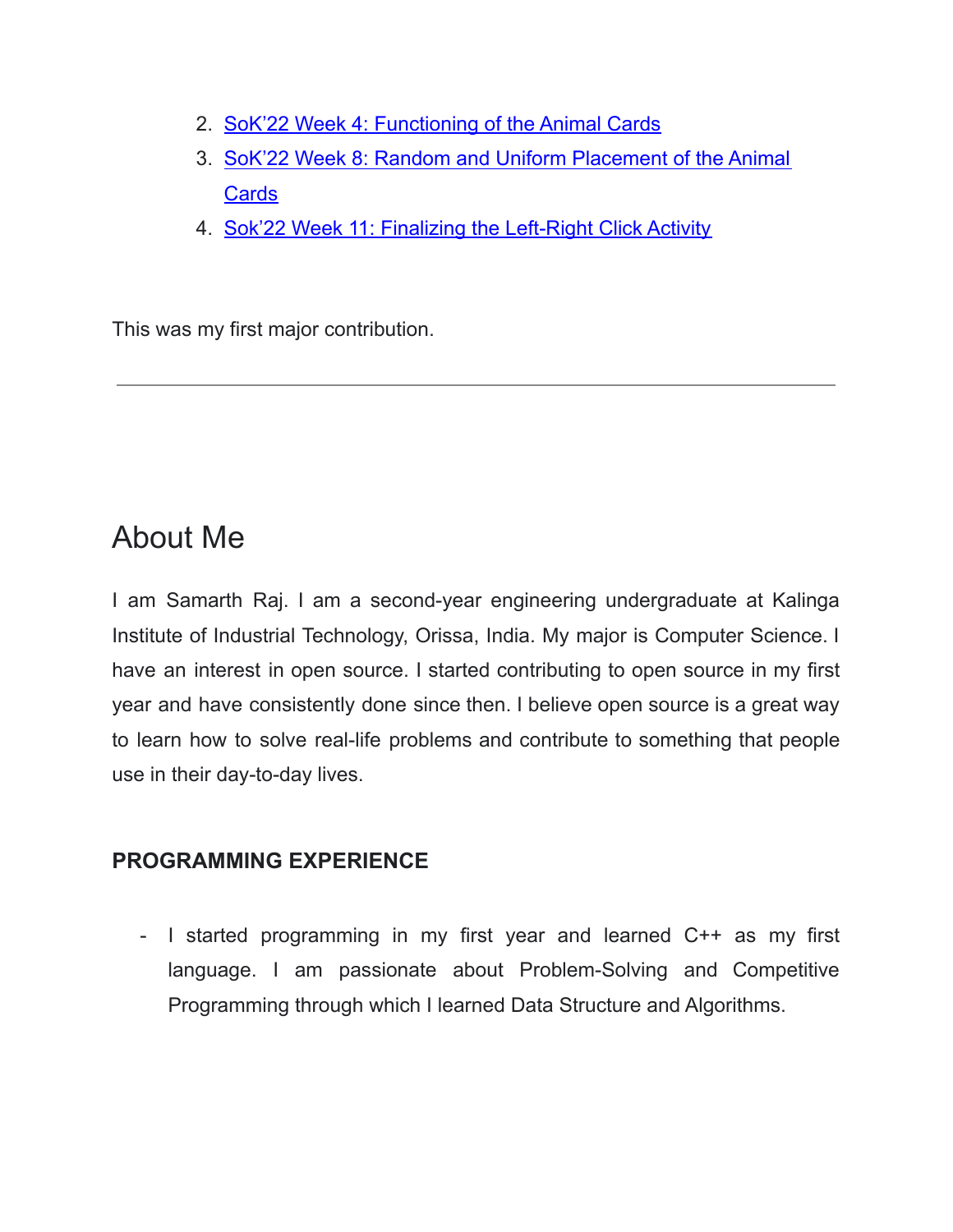2. SoK'22 Week 4: Functioning of the Animal Cards
3. SoK'22 Week 8: Random and Uniform Placement of the Animal Cards
4. Sok'22 Week 11: Finalizing the Left-Right Click Activity

This was my first major contribution.

---

## About Me

I am Samarth Raj. I am a second-year engineering undergraduate at Kalinga Institute of Industrial Technology, Orissa, India. My major is Computer Science. I have an interest in open source. I started contributing to open source in my first year and have consistently done since then. I believe open source is a great way to learn how to solve real-life problems and contribute to something that people use in their day-to-day lives.

### PROGRAMMING EXPERIENCE

- I started programming in my first year and learned C++ as my first language. I am passionate about Problem-Solving and Competitive Programming through which I learned Data Structure and Algorithms.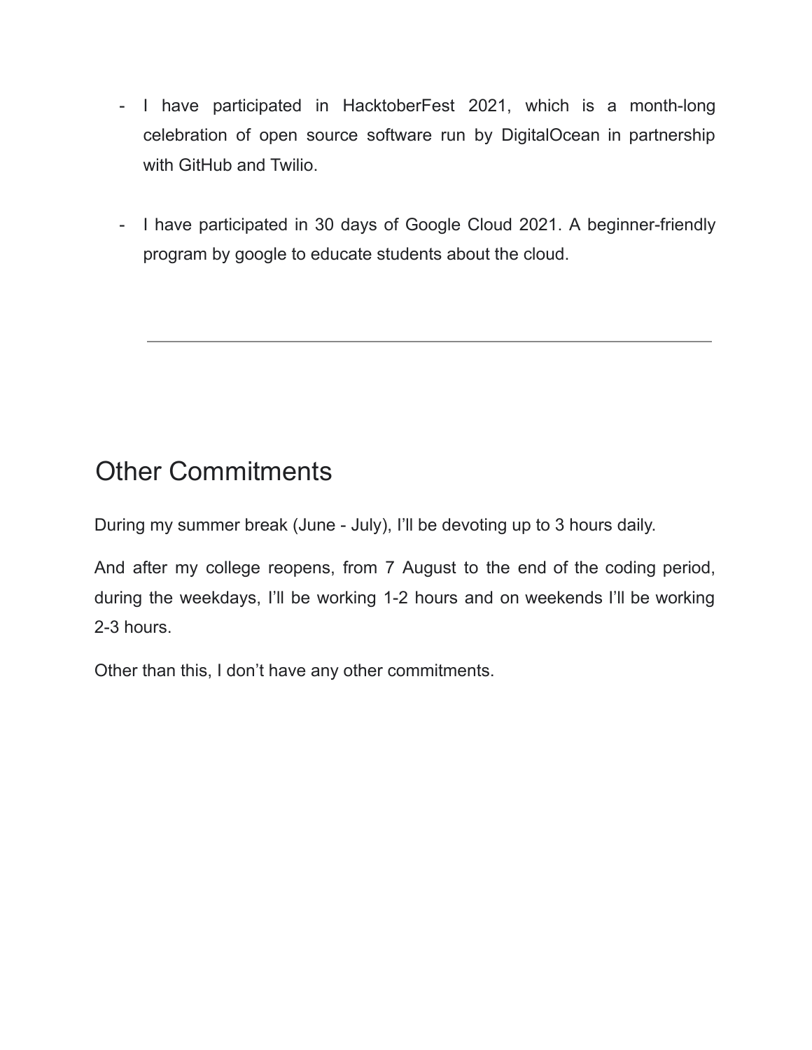- I have participated in HacktoberFest 2021, which is a month-long celebration of open source software run by DigitalOcean in partnership with GitHub and Twilio.

- I have participated in 30 days of Google Cloud 2021. A beginner-friendly program by google to educate students about the cloud.

---

## Other Commitments

During my summer break (June - July), I'll be devoting up to 3 hours daily.

And after my college reopens, from 7 August to the end of the coding period, during the weekdays, I'll be working 1-2 hours and on weekends I'll be working 2-3 hours.

Other than this, I don't have any other commitments.